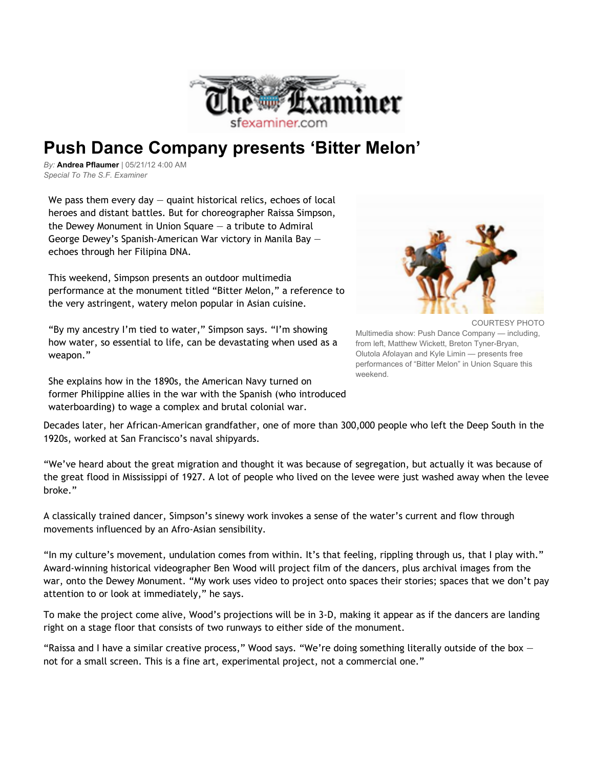# Push Dance Company presents 'Bitter Melon'

*By:* **Andrea Pflaumer** | 05/21/12 4:00 AM
*Special To The S.F. Examiner*

We pass them every day — quaint historical relics, echoes of local heroes and distant battles. But for choreographer Raissa Simpson, the Dewey Monument in Union Square — a tribute to Admiral George Dewey's Spanish-American War victory in Manila Bay — echoes through her Filipina DNA.

This weekend, Simpson presents an outdoor multimedia performance at the monument titled "Bitter Melon," a reference to the very astringent, watery melon popular in Asian cuisine.

COURTESY PHOTO

Multimedia show: Push Dance Company — including, from left, Matthew Wickett, Breton Tyner-Bryan, Olutola Afolayan and Kyle Limin — presents free performances of "Bitter Melon" in Union Square this weekend.

"By my ancestry I'm tied to water," Simpson says. "I'm showing how water, so essential to life, can be devastating when used as a weapon."

She explains how in the 1890s, the American Navy turned on former Philippine allies in the war with the Spanish (who introduced waterboarding) to wage a complex and brutal colonial war.

Decades later, her African-American grandfather, one of more than 300,000 people who left the Deep South in the 1920s, worked at San Francisco's naval shipyards.

"We've heard about the great migration and thought it was because of segregation, but actually it was because of the great flood in Mississippi of 1927. A lot of people who lived on the levee were just washed away when the levee broke."

A classically trained dancer, Simpson's sinewy work invokes a sense of the water's current and flow through movements influenced by an Afro-Asian sensibility.

"In my culture's movement, undulation comes from within. It's that feeling, rippling through us, that I play with." Award-winning historical videographer Ben Wood will project film of the dancers, plus archival images from the war, onto the Dewey Monument. "My work uses video to project onto spaces their stories; spaces that we don't pay attention to or look at immediately," he says.

To make the project come alive, Wood's projections will be in 3-D, making it appear as if the dancers are landing right on a stage floor that consists of two runways to either side of the monument.

"Raissa and I have a similar creative process," Wood says. "We're doing something literally outside of the box — not for a small screen. This is a fine art, experimental project, not a commercial one."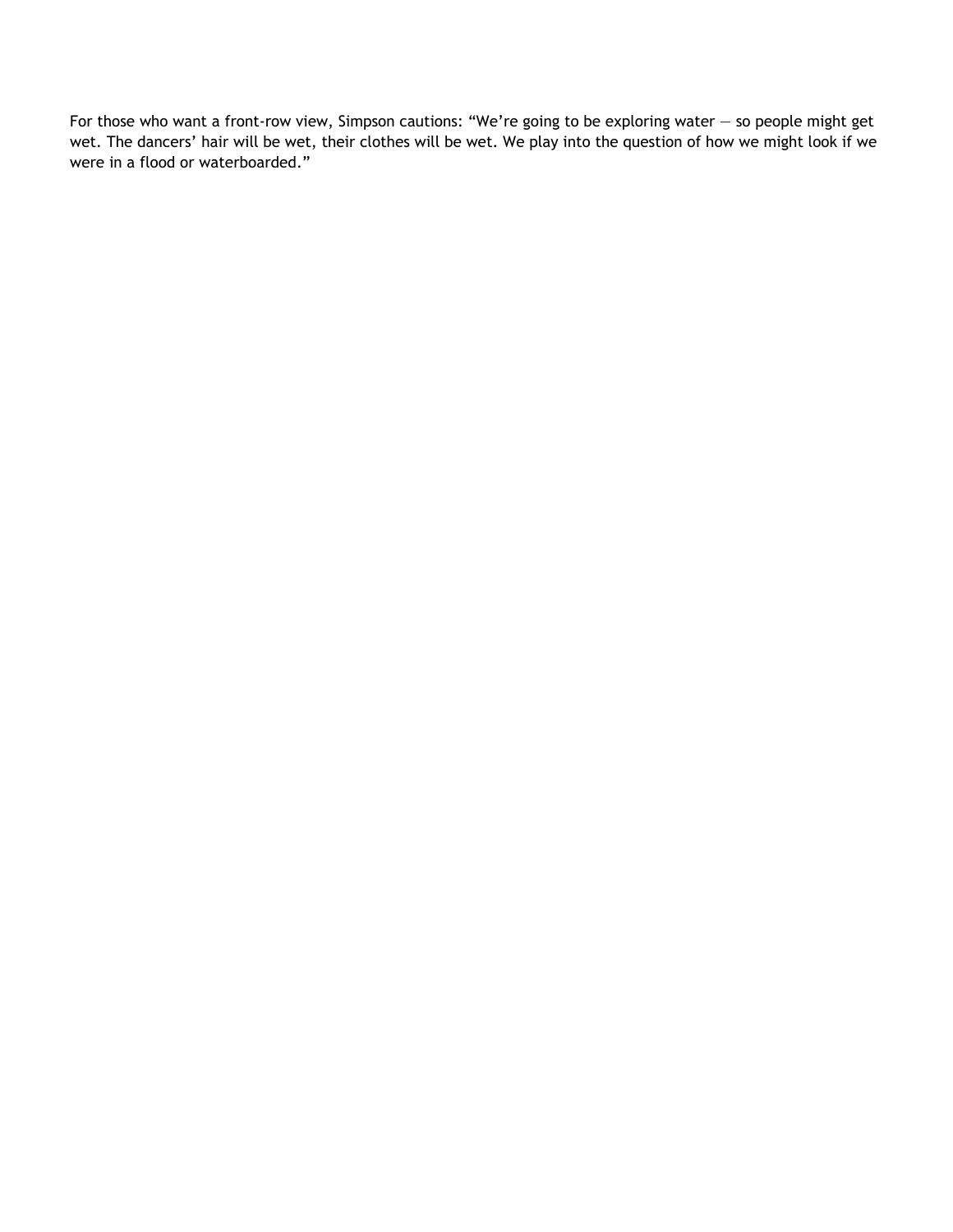For those who want a front-row view, Simpson cautions: “We’re going to be exploring water — so people might get wet. The dancers’ hair will be wet, their clothes will be wet. We play into the question of how we might look if we were in a flood or waterboarded.”